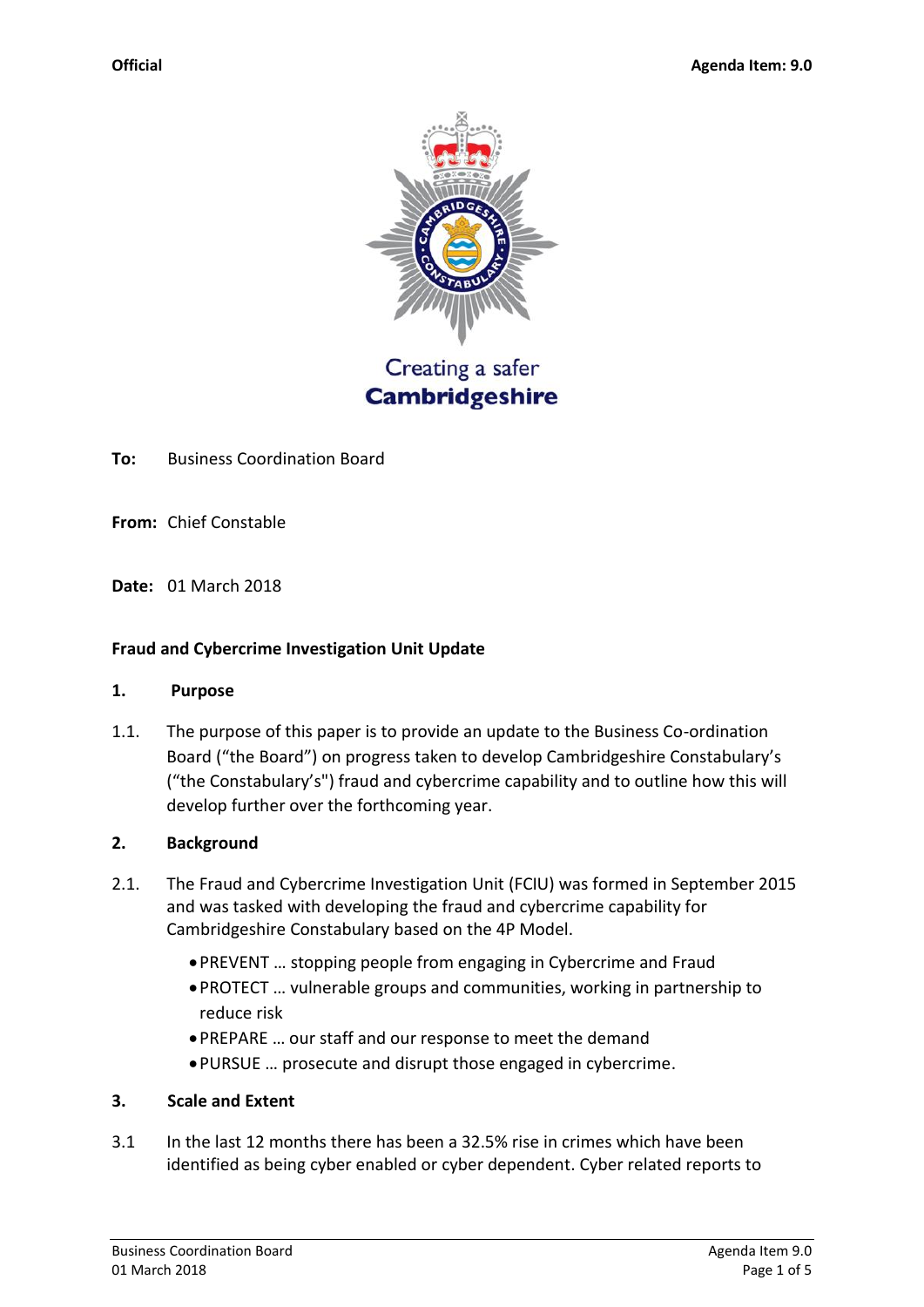**Official** **Agenda Item: 9.0**

Creating a safer
**Cambridgeshire**

**To:** Business Coordination Board

**From:** Chief Constable

**Date:** 01 March 2018

**Fraud and Cybercrime Investigation Unit Update**

## 1. Purpose

1.1. The purpose of this paper is to provide an update to the Business Co-ordination Board ("the Board") on progress taken to develop Cambridgeshire Constabulary's ("the Constabulary's") fraud and cybercrime capability and to outline how this will develop further over the forthcoming year.

## 2. Background

2.1. The Fraud and Cybercrime Investigation Unit (FCIU) was formed in September 2015 and was tasked with developing the fraud and cybercrime capability for Cambridgeshire Constabulary based on the 4P Model.

- PREVENT … stopping people from engaging in Cybercrime and Fraud
- PROTECT … vulnerable groups and communities, working in partnership to reduce risk
- PREPARE … our staff and our response to meet the demand
- PURSUE … prosecute and disrupt those engaged in cybercrime.

## 3. Scale and Extent

3.1 In the last 12 months there has been a 32.5% rise in crimes which have been identified as being cyber enabled or cyber dependent. Cyber related reports to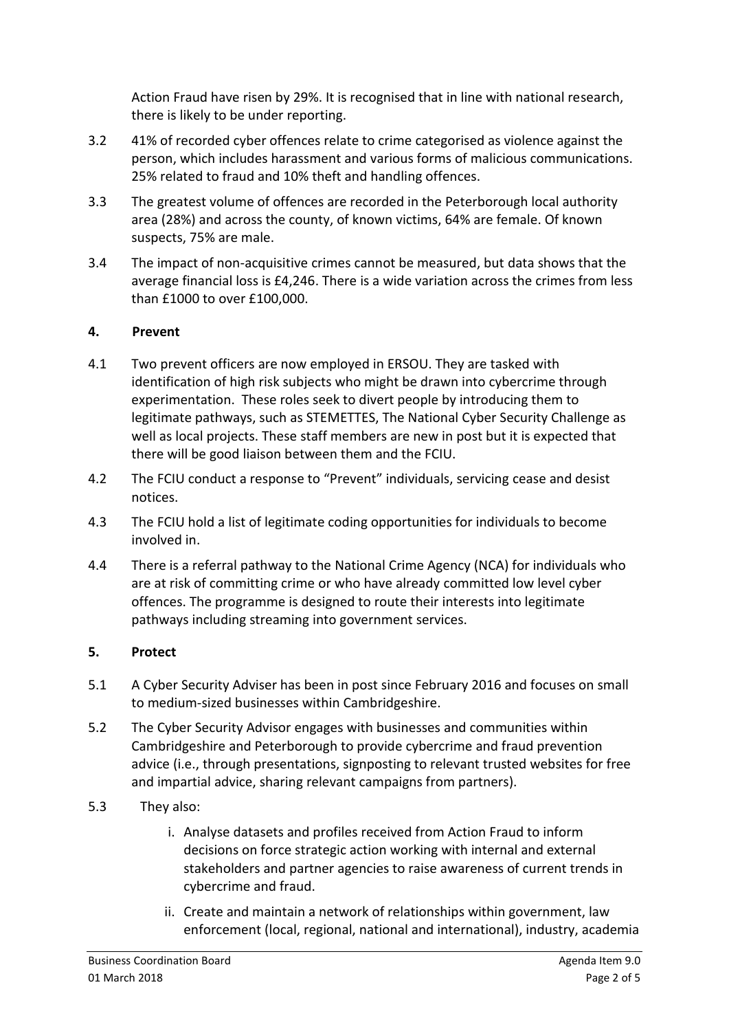Action Fraud have risen by 29%. It is recognised that in line with national research, there is likely to be under reporting.

3.2 41% of recorded cyber offences relate to crime categorised as violence against the person, which includes harassment and various forms of malicious communications. 25% related to fraud and 10% theft and handling offences.

3.3 The greatest volume of offences are recorded in the Peterborough local authority area (28%) and across the county, of known victims, 64% are female. Of known suspects, 75% are male.

3.4 The impact of non-acquisitive crimes cannot be measured, but data shows that the average financial loss is £4,246. There is a wide variation across the crimes from less than £1000 to over £100,000.

## 4. Prevent

4.1 Two prevent officers are now employed in ERSOU. They are tasked with identification of high risk subjects who might be drawn into cybercrime through experimentation. These roles seek to divert people by introducing them to legitimate pathways, such as STEMETTES, The National Cyber Security Challenge as well as local projects. These staff members are new in post but it is expected that there will be good liaison between them and the FCIU.

4.2 The FCIU conduct a response to "Prevent" individuals, servicing cease and desist notices.

4.3 The FCIU hold a list of legitimate coding opportunities for individuals to become involved in.

4.4 There is a referral pathway to the National Crime Agency (NCA) for individuals who are at risk of committing crime or who have already committed low level cyber offences. The programme is designed to route their interests into legitimate pathways including streaming into government services.

## 5. Protect

5.1 A Cyber Security Adviser has been in post since February 2016 and focuses on small to medium-sized businesses within Cambridgeshire.

5.2 The Cyber Security Advisor engages with businesses and communities within Cambridgeshire and Peterborough to provide cybercrime and fraud prevention advice (i.e., through presentations, signposting to relevant trusted websites for free and impartial advice, sharing relevant campaigns from partners).

5.3 They also:

i. Analyse datasets and profiles received from Action Fraud to inform decisions on force strategic action working with internal and external stakeholders and partner agencies to raise awareness of current trends in cybercrime and fraud.

ii. Create and maintain a network of relationships within government, law enforcement (local, regional, national and international), industry, academia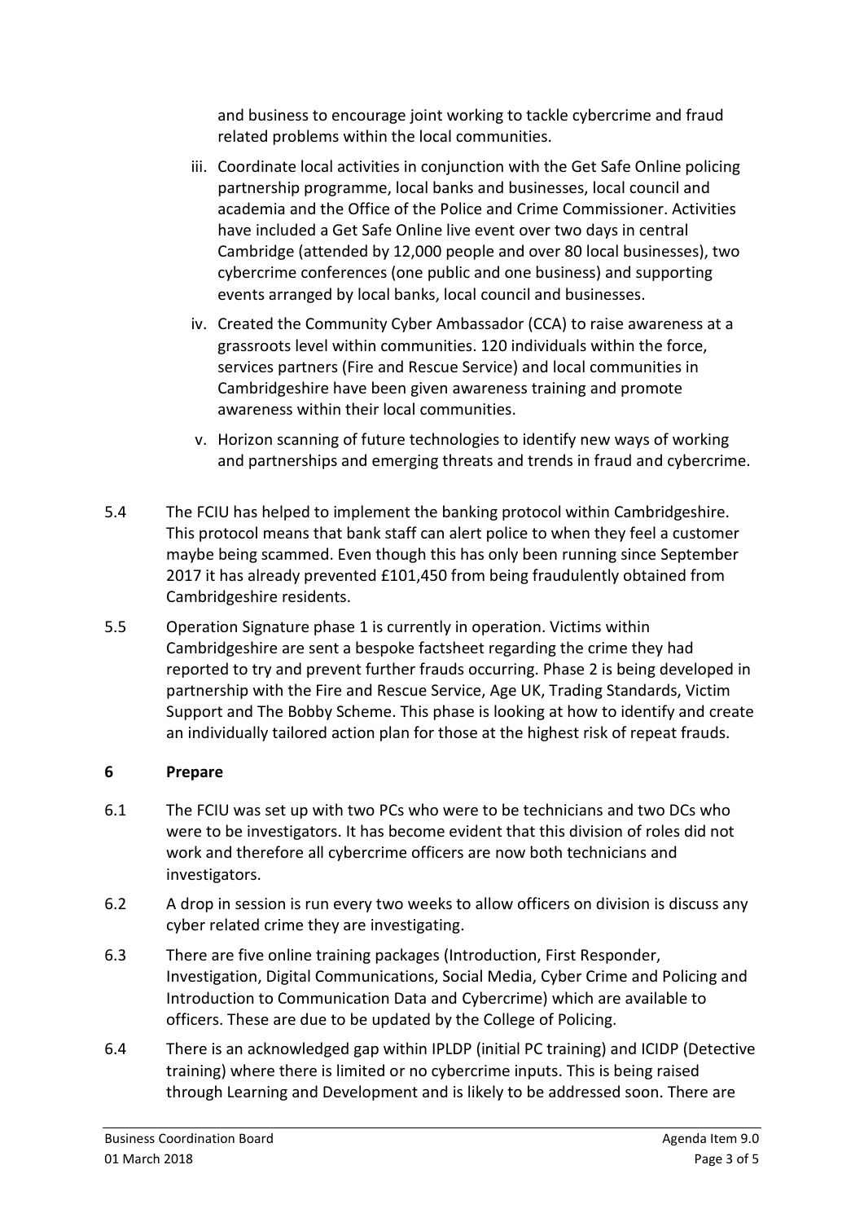and business to encourage joint working to tackle cybercrime and fraud related problems within the local communities.

iii. Coordinate local activities in conjunction with the Get Safe Online policing partnership programme, local banks and businesses, local council and academia and the Office of the Police and Crime Commissioner. Activities have included a Get Safe Online live event over two days in central Cambridge (attended by 12,000 people and over 80 local businesses), two cybercrime conferences (one public and one business) and supporting events arranged by local banks, local council and businesses.

iv. Created the Community Cyber Ambassador (CCA) to raise awareness at a grassroots level within communities. 120 individuals within the force, services partners (Fire and Rescue Service) and local communities in Cambridgeshire have been given awareness training and promote awareness within their local communities.

v. Horizon scanning of future technologies to identify new ways of working and partnerships and emerging threats and trends in fraud and cybercrime.

5.4 The FCIU has helped to implement the banking protocol within Cambridgeshire. This protocol means that bank staff can alert police to when they feel a customer maybe being scammed. Even though this has only been running since September 2017 it has already prevented £101,450 from being fraudulently obtained from Cambridgeshire residents.

5.5 Operation Signature phase 1 is currently in operation. Victims within Cambridgeshire are sent a bespoke factsheet regarding the crime they had reported to try and prevent further frauds occurring. Phase 2 is being developed in partnership with the Fire and Rescue Service, Age UK, Trading Standards, Victim Support and The Bobby Scheme. This phase is looking at how to identify and create an individually tailored action plan for those at the highest risk of repeat frauds.

## 6 Prepare

6.1 The FCIU was set up with two PCs who were to be technicians and two DCs who were to be investigators. It has become evident that this division of roles did not work and therefore all cybercrime officers are now both technicians and investigators.

6.2 A drop in session is run every two weeks to allow officers on division is discuss any cyber related crime they are investigating.

6.3 There are five online training packages (Introduction, First Responder, Investigation, Digital Communications, Social Media, Cyber Crime and Policing and Introduction to Communication Data and Cybercrime) which are available to officers. These are due to be updated by the College of Policing.

6.4 There is an acknowledged gap within IPLDP (initial PC training) and ICIDP (Detective training) where there is limited or no cybercrime inputs. This is being raised through Learning and Development and is likely to be addressed soon. There are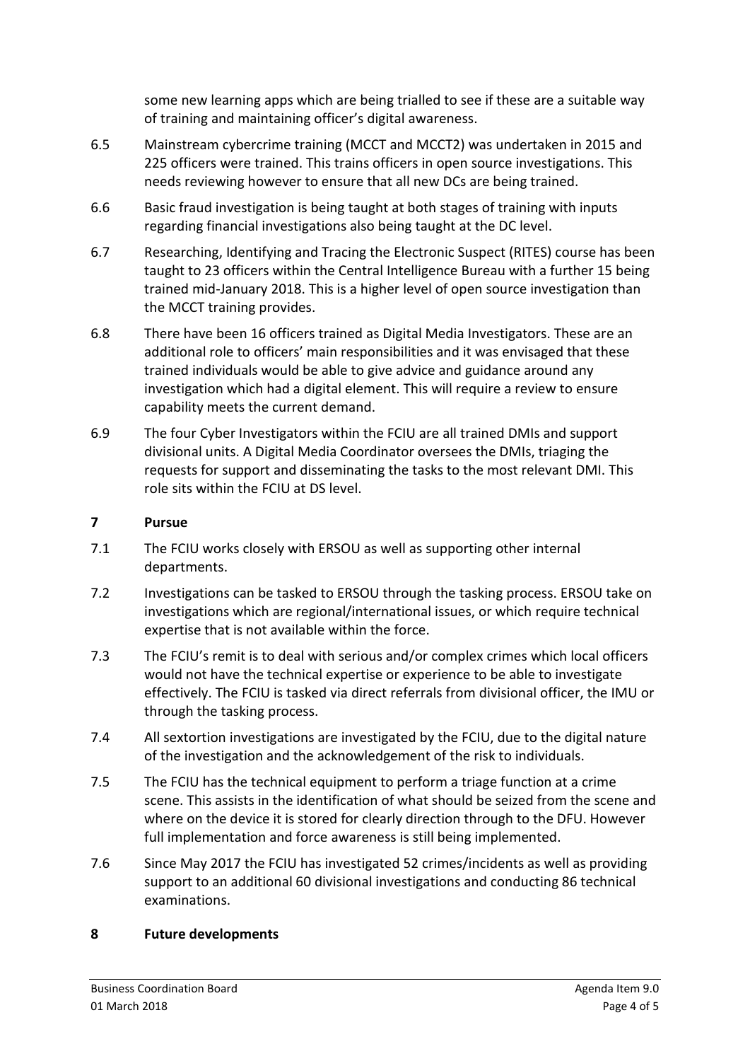some new learning apps which are being trialled to see if these are a suitable way of training and maintaining officer's digital awareness.

6.5 Mainstream cybercrime training (MCCT and MCCT2) was undertaken in 2015 and 225 officers were trained. This trains officers in open source investigations. This needs reviewing however to ensure that all new DCs are being trained.

6.6 Basic fraud investigation is being taught at both stages of training with inputs regarding financial investigations also being taught at the DC level.

6.7 Researching, Identifying and Tracing the Electronic Suspect (RITES) course has been taught to 23 officers within the Central Intelligence Bureau with a further 15 being trained mid-January 2018. This is a higher level of open source investigation than the MCCT training provides.

6.8 There have been 16 officers trained as Digital Media Investigators. These are an additional role to officers' main responsibilities and it was envisaged that these trained individuals would be able to give advice and guidance around any investigation which had a digital element. This will require a review to ensure capability meets the current demand.

6.9 The four Cyber Investigators within the FCIU are all trained DMIs and support divisional units. A Digital Media Coordinator oversees the DMIs, triaging the requests for support and disseminating the tasks to the most relevant DMI. This role sits within the FCIU at DS level.

## 7 Pursue

7.1 The FCIU works closely with ERSOU as well as supporting other internal departments.

7.2 Investigations can be tasked to ERSOU through the tasking process. ERSOU take on investigations which are regional/international issues, or which require technical expertise that is not available within the force.

7.3 The FCIU's remit is to deal with serious and/or complex crimes which local officers would not have the technical expertise or experience to be able to investigate effectively. The FCIU is tasked via direct referrals from divisional officer, the IMU or through the tasking process.

7.4 All sextortion investigations are investigated by the FCIU, due to the digital nature of the investigation and the acknowledgement of the risk to individuals.

7.5 The FCIU has the technical equipment to perform a triage function at a crime scene. This assists in the identification of what should be seized from the scene and where on the device it is stored for clearly direction through to the DFU. However full implementation and force awareness is still being implemented.

7.6 Since May 2017 the FCIU has investigated 52 crimes/incidents as well as providing support to an additional 60 divisional investigations and conducting 86 technical examinations.

## 8 Future developments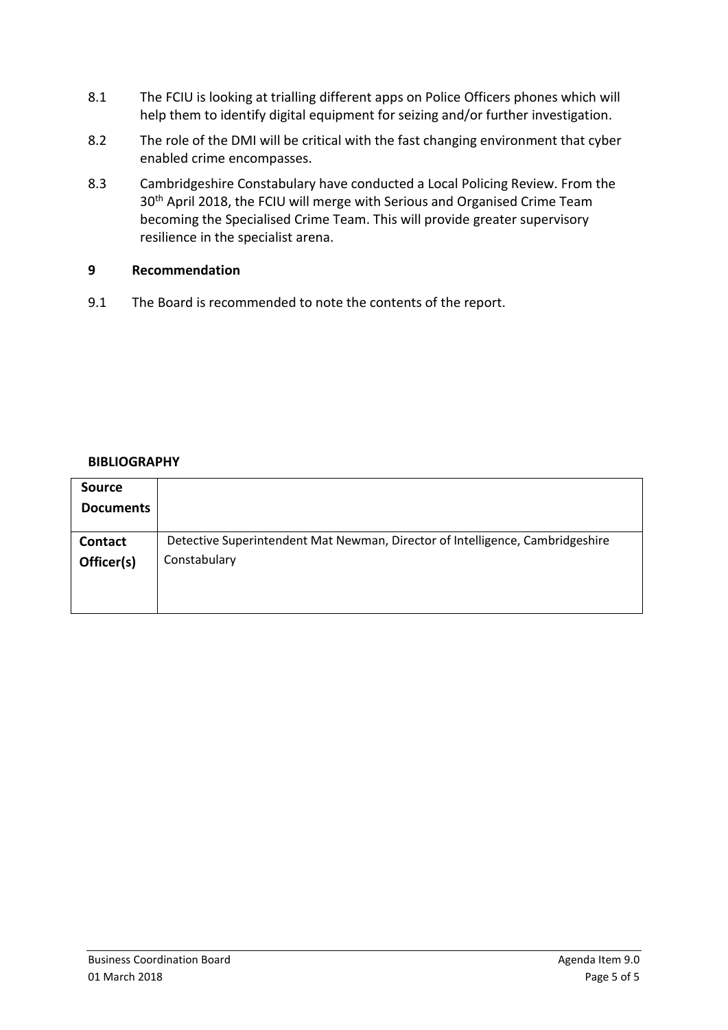8.1 The FCIU is looking at trialling different apps on Police Officers phones which will help them to identify digital equipment for seizing and/or further investigation.

8.2 The role of the DMI will be critical with the fast changing environment that cyber enabled crime encompasses.

8.3 Cambridgeshire Constabulary have conducted a Local Policing Review. From the 30th April 2018, the FCIU will merge with Serious and Organised Crime Team becoming the Specialised Crime Team. This will provide greater supervisory resilience in the specialist arena.

## 9 Recommendation

9.1 The Board is recommended to note the contents of the report.

**BIBLIOGRAPHY**

| | |
|---|---|
| **Source Documents** | |
| **Contact Officer(s)** | Detective Superintendent Mat Newman, Director of Intelligence, Cambridgeshire Constabulary |